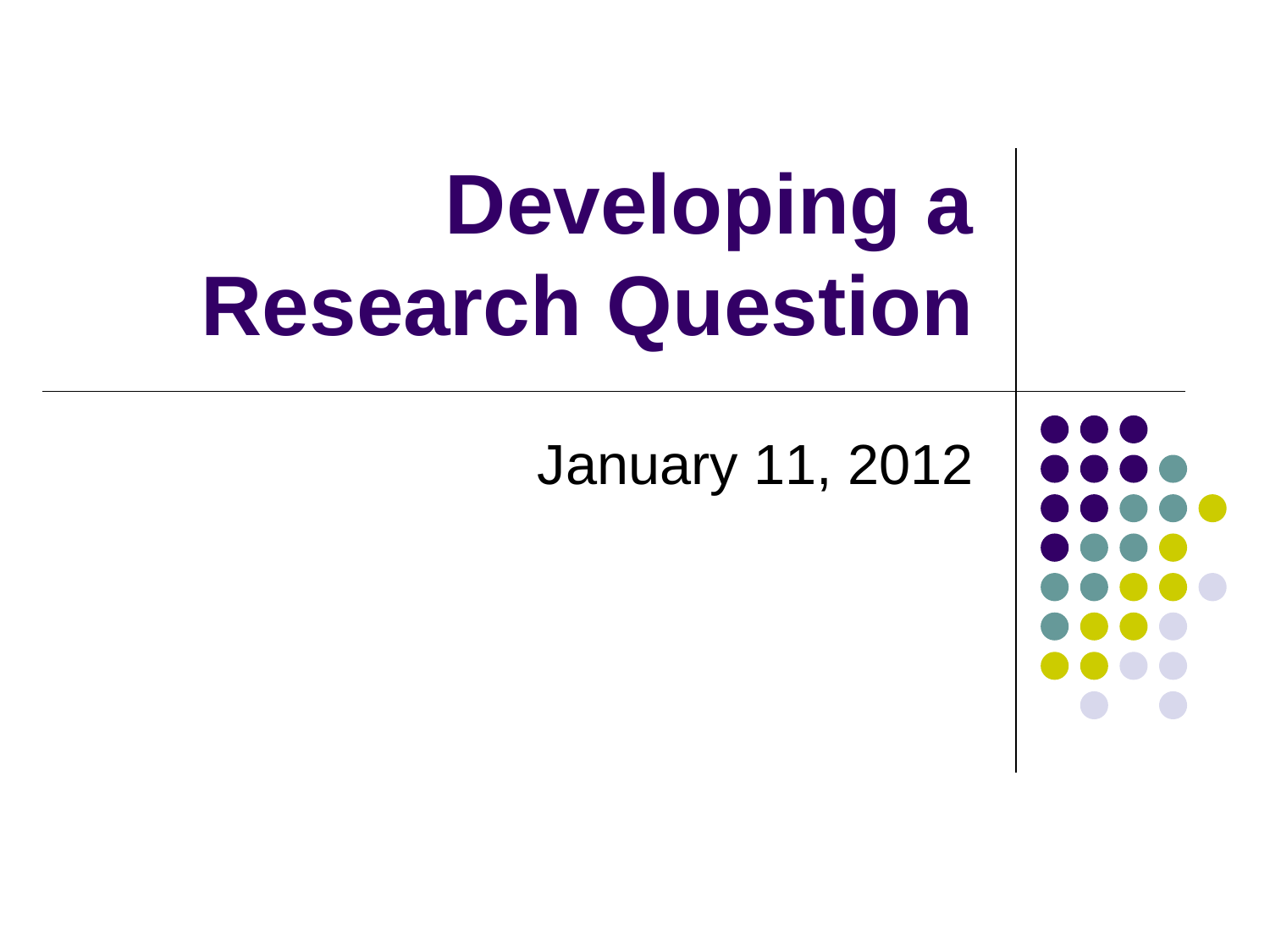# Developing a Research Question

January 11, 2012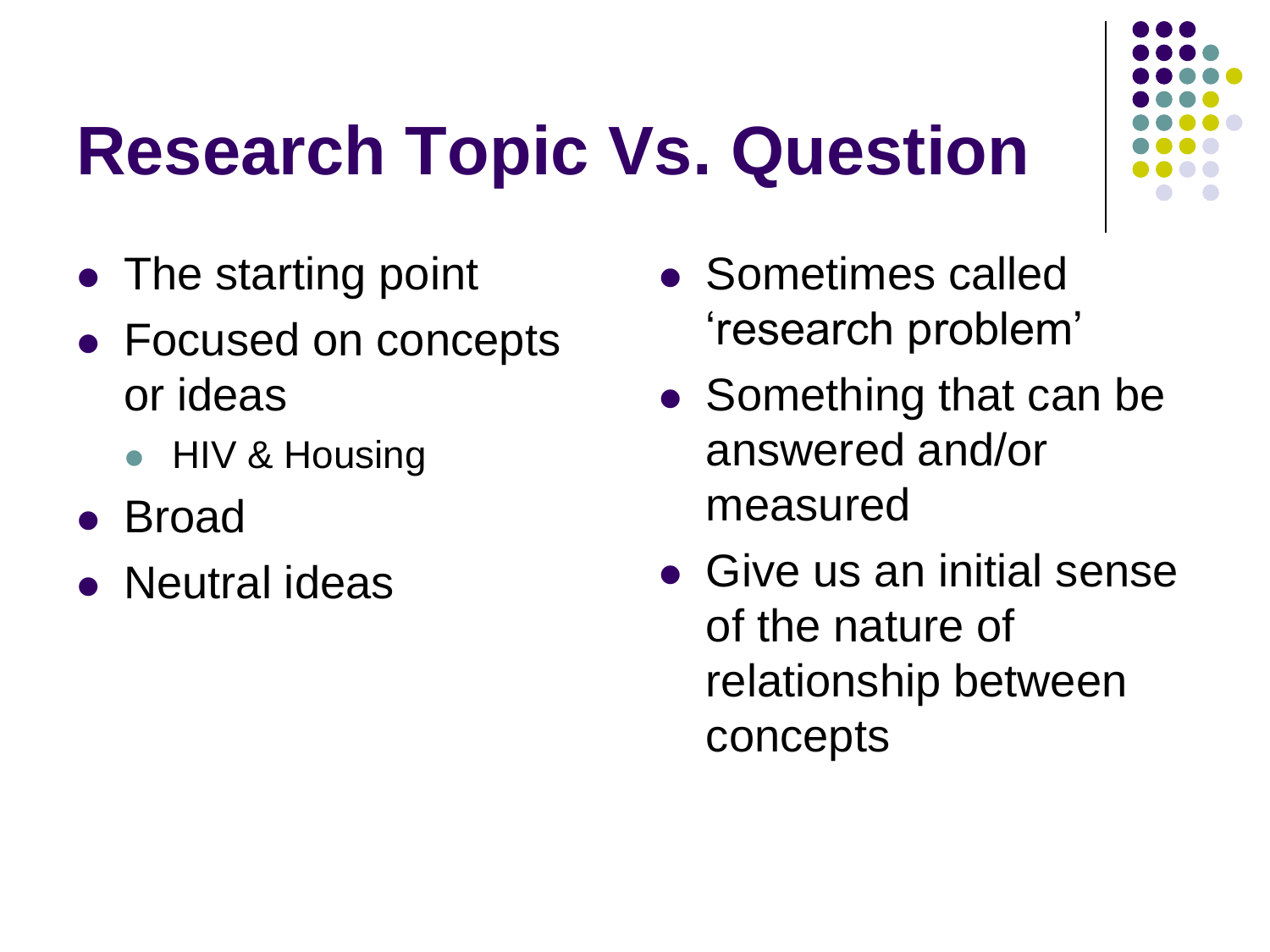# Research Topic Vs. Question

- The starting point
- Focused on concepts or ideas
  - HIV & Housing
- Broad
- Neutral ideas

- Sometimes called ‘research problem’
- Something that can be answered and/or measured
- Give us an initial sense of the nature of relationship between concepts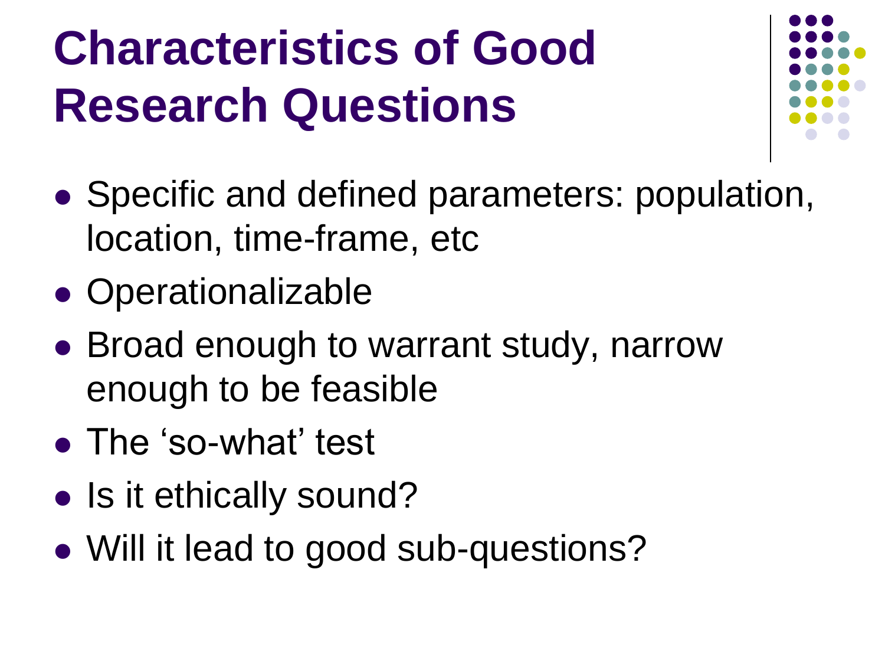# Characteristics of Good Research Questions

- Specific and defined parameters: population, location, time-frame, etc
- Operationalizable
- Broad enough to warrant study, narrow enough to be feasible
- The ‘so-what’ test
- Is it ethically sound?
- Will it lead to good sub-questions?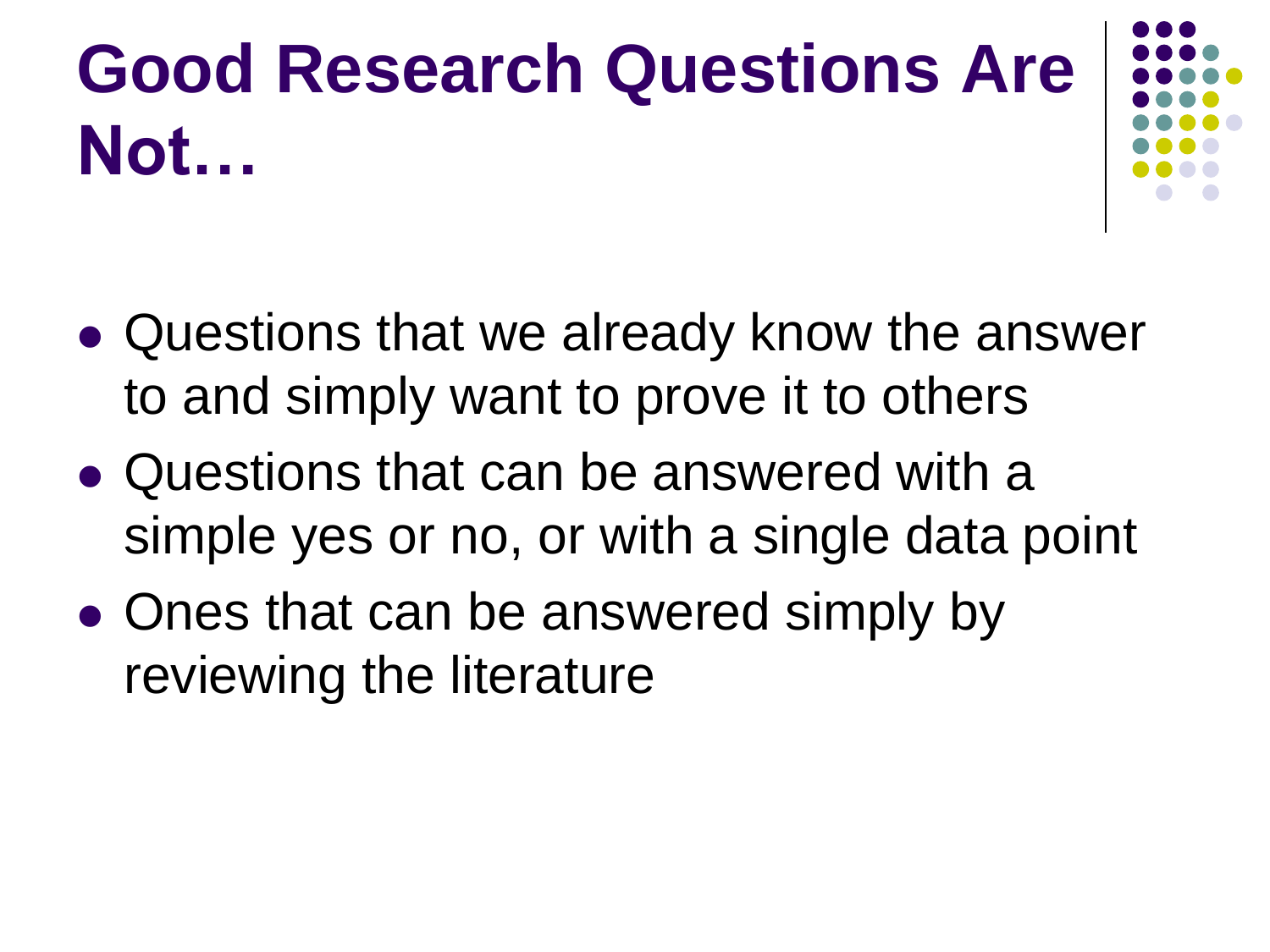# Good Research Questions Are Not…

- Questions that we already know the answer to and simply want to prove it to others
- Questions that can be answered with a simple yes or no, or with a single data point
- Ones that can be answered simply by reviewing the literature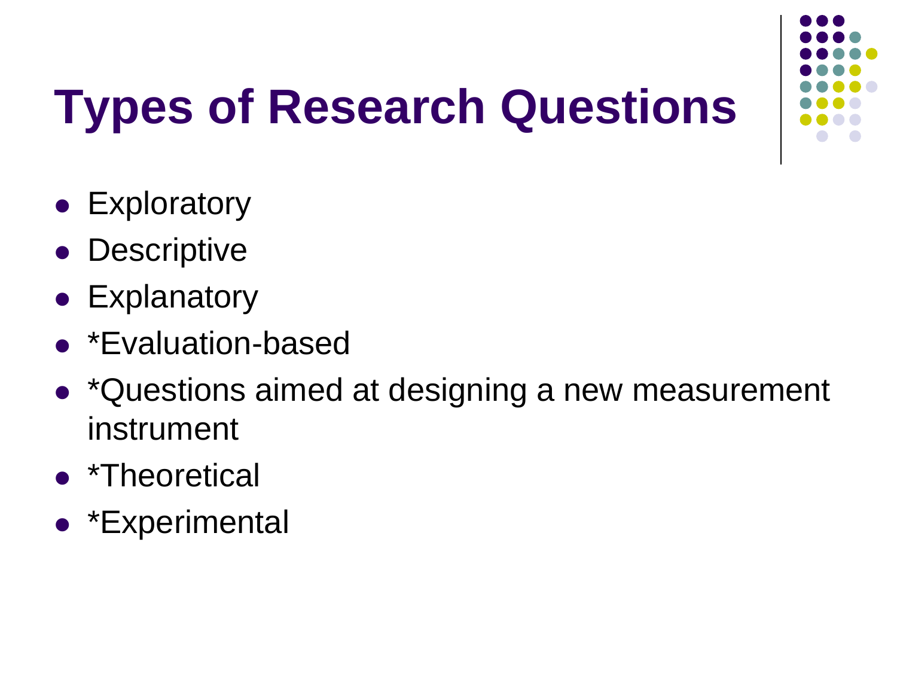# Types of Research Questions

- Exploratory
- Descriptive
- Explanatory
- *Evaluation-based
- *Questions aimed at designing a new measurement instrument
- *Theoretical
- *Experimental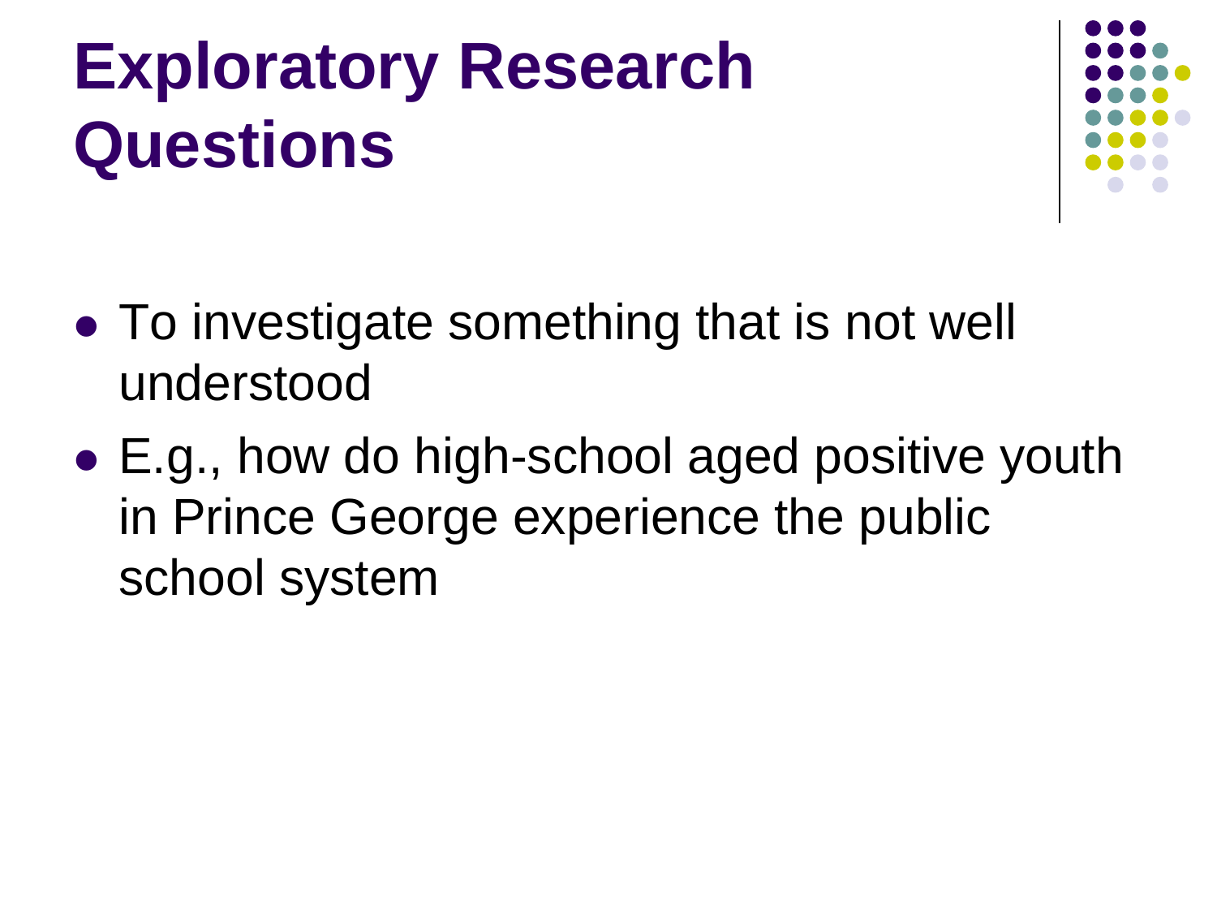# Exploratory Research Questions

- To investigate something that is not well understood
- E.g., how do high-school aged positive youth in Prince George experience the public school system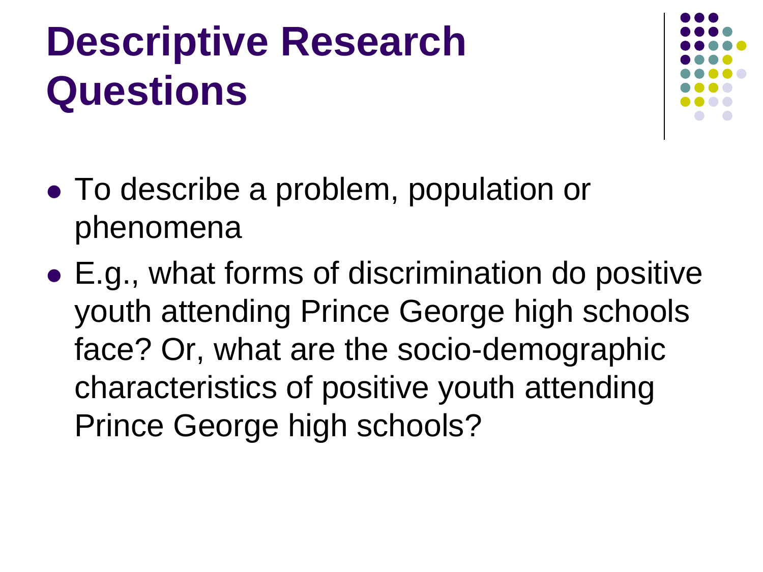# Descriptive Research Questions

- To describe a problem, population or phenomena
- E.g., what forms of discrimination do positive youth attending Prince George high schools face? Or, what are the socio-demographic characteristics of positive youth attending Prince George high schools?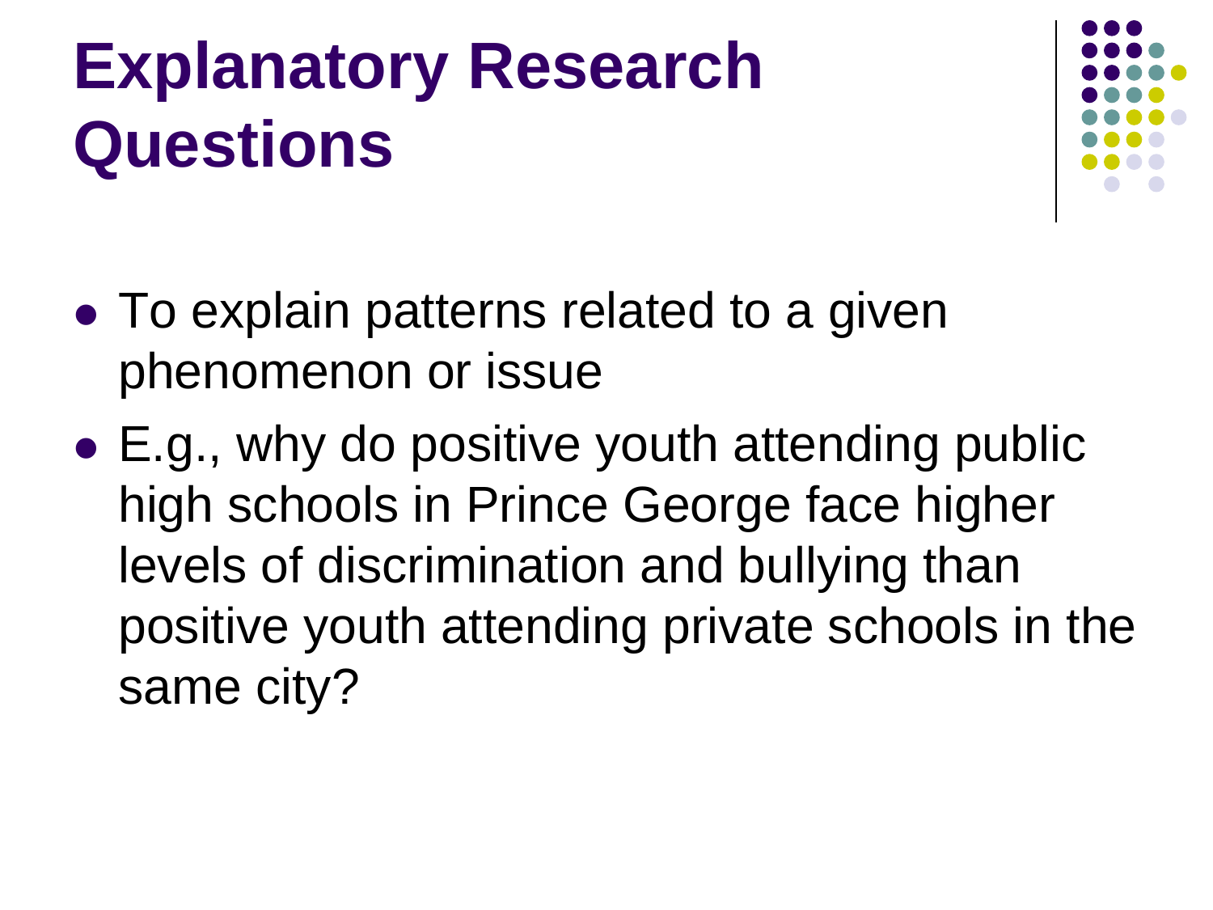# Explanatory Research Questions

- To explain patterns related to a given phenomenon or issue
- E.g., why do positive youth attending public high schools in Prince George face higher levels of discrimination and bullying than positive youth attending private schools in the same city?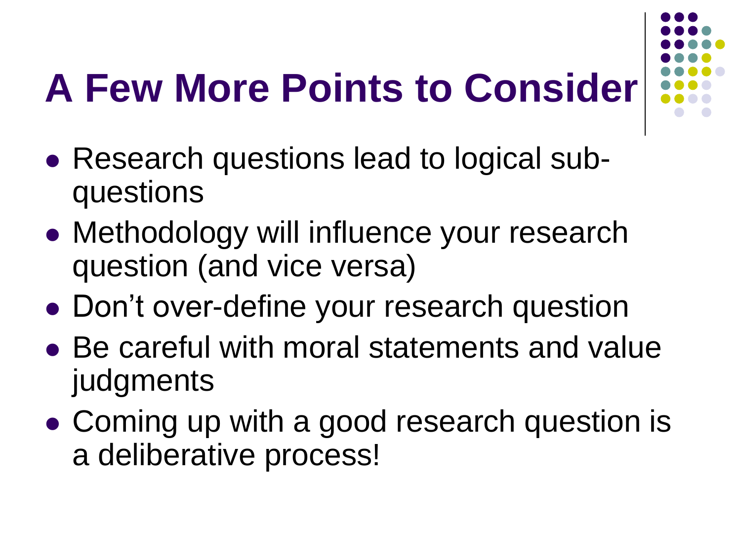# A Few More Points to Consider

- Research questions lead to logical sub-questions
- Methodology will influence your research question (and vice versa)
- Don't over-define your research question
- Be careful with moral statements and value judgments
- Coming up with a good research question is a deliberative process!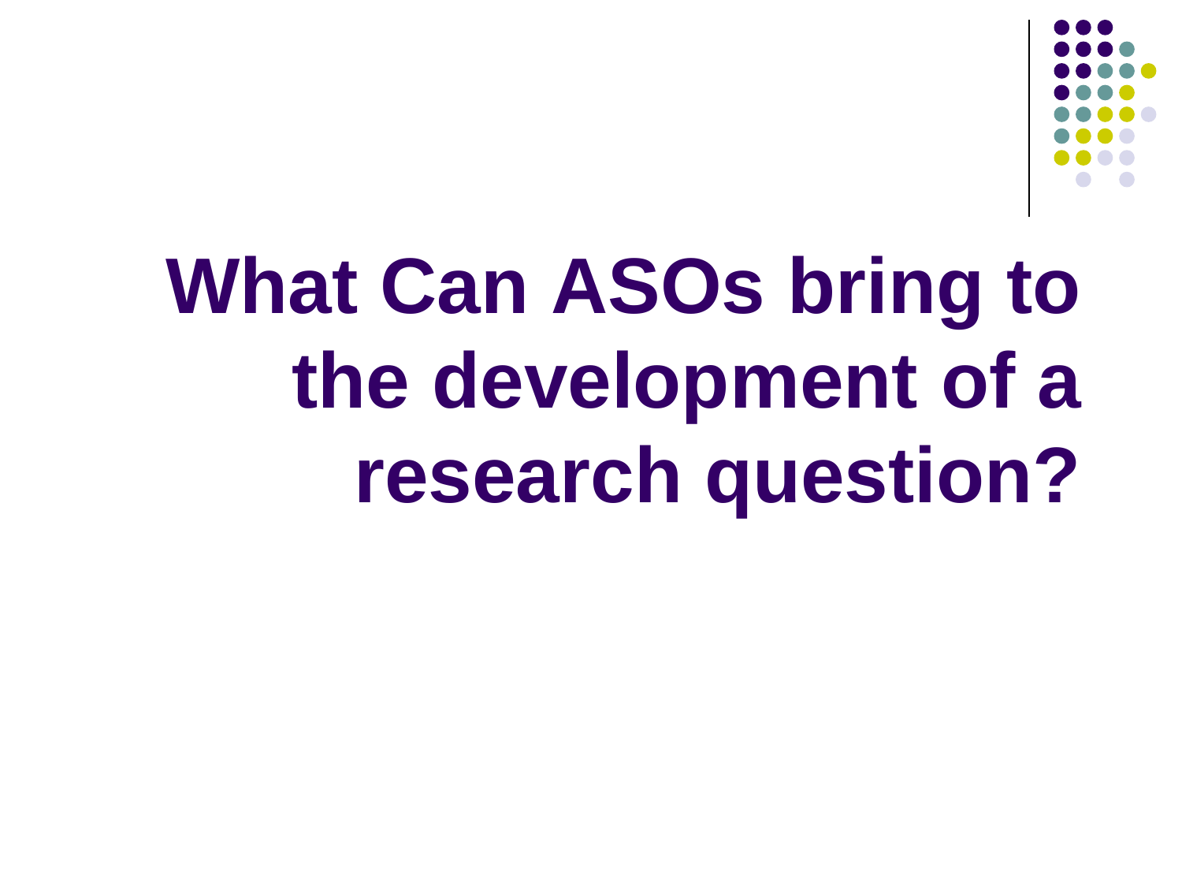# What Can ASOs bring to the development of a research question?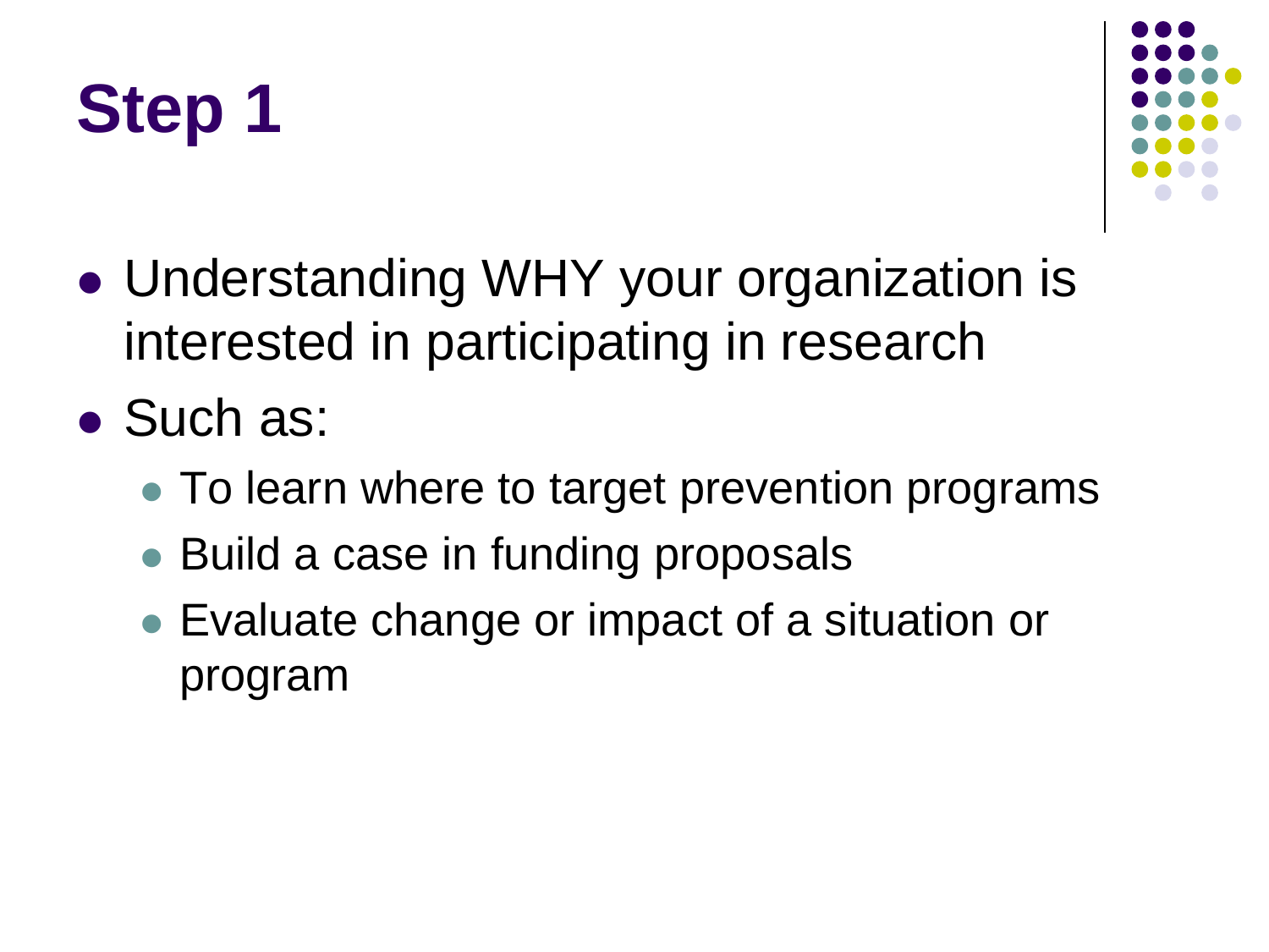# Step 1

- Understanding WHY your organization is interested in participating in research
- Such as:
  - To learn where to target prevention programs
  - Build a case in funding proposals
  - Evaluate change or impact of a situation or program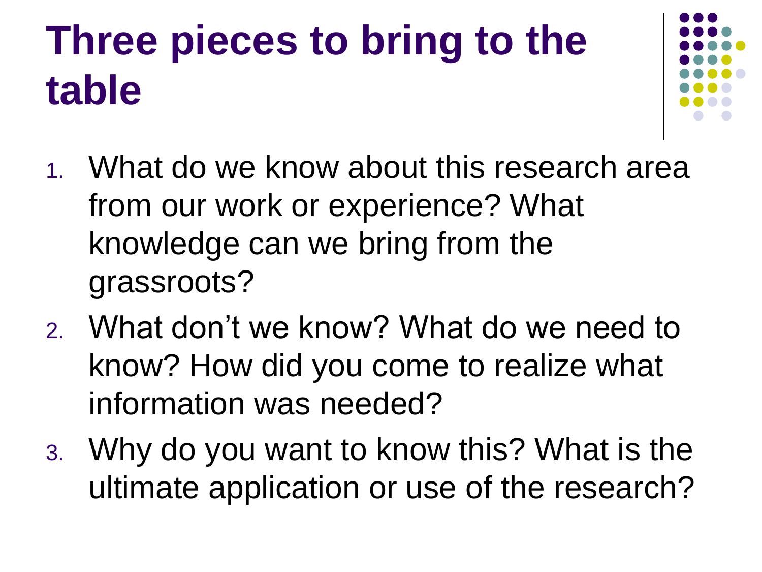# Three pieces to bring to the table

1. What do we know about this research area from our work or experience? What knowledge can we bring from the grassroots?
2. What don’t we know? What do we need to know? How did you come to realize what information was needed?
3. Why do you want to know this? What is the ultimate application or use of the research?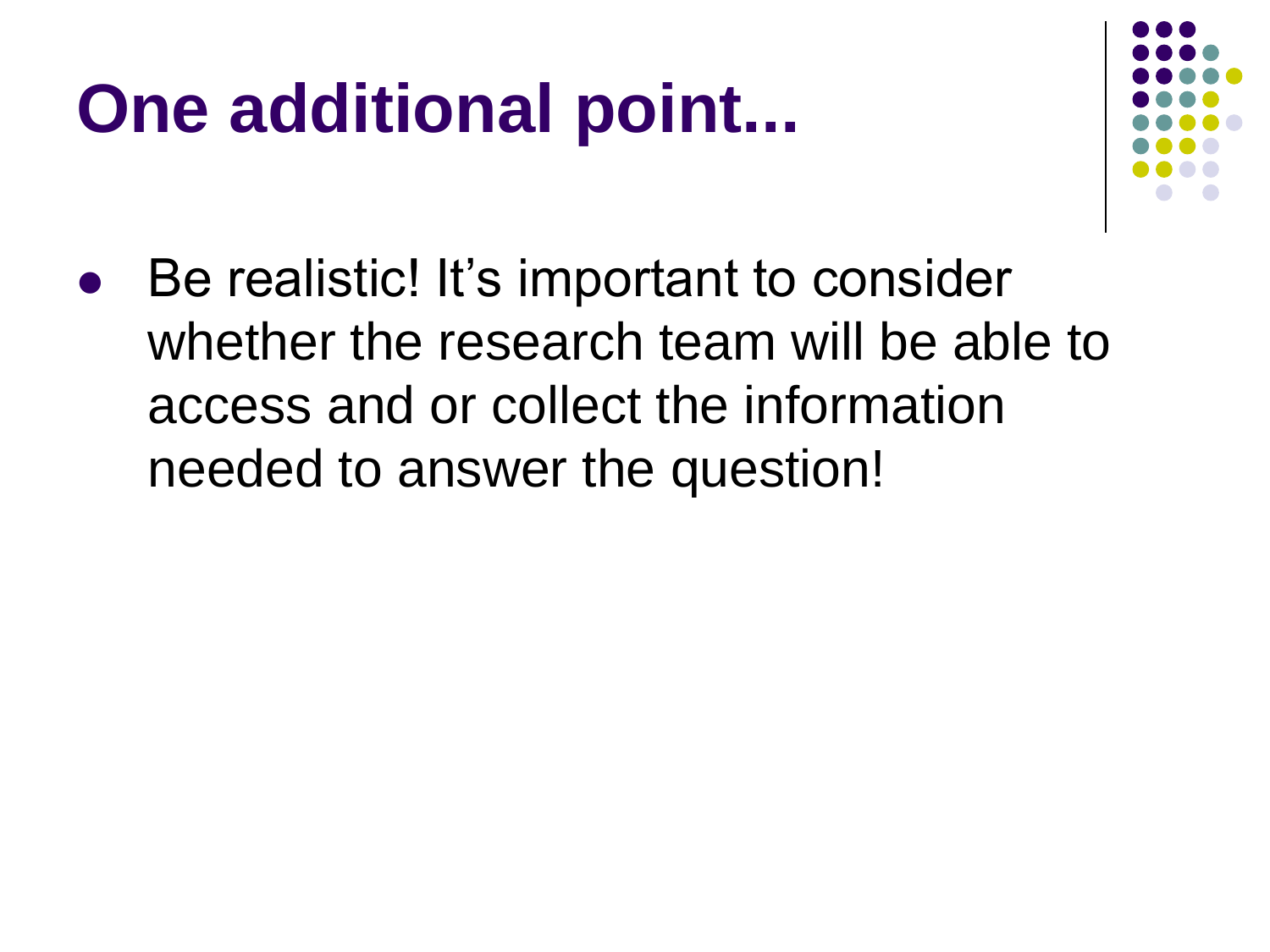# One additional point...

- Be realistic! It's important to consider whether the research team will be able to access and or collect the information needed to answer the question!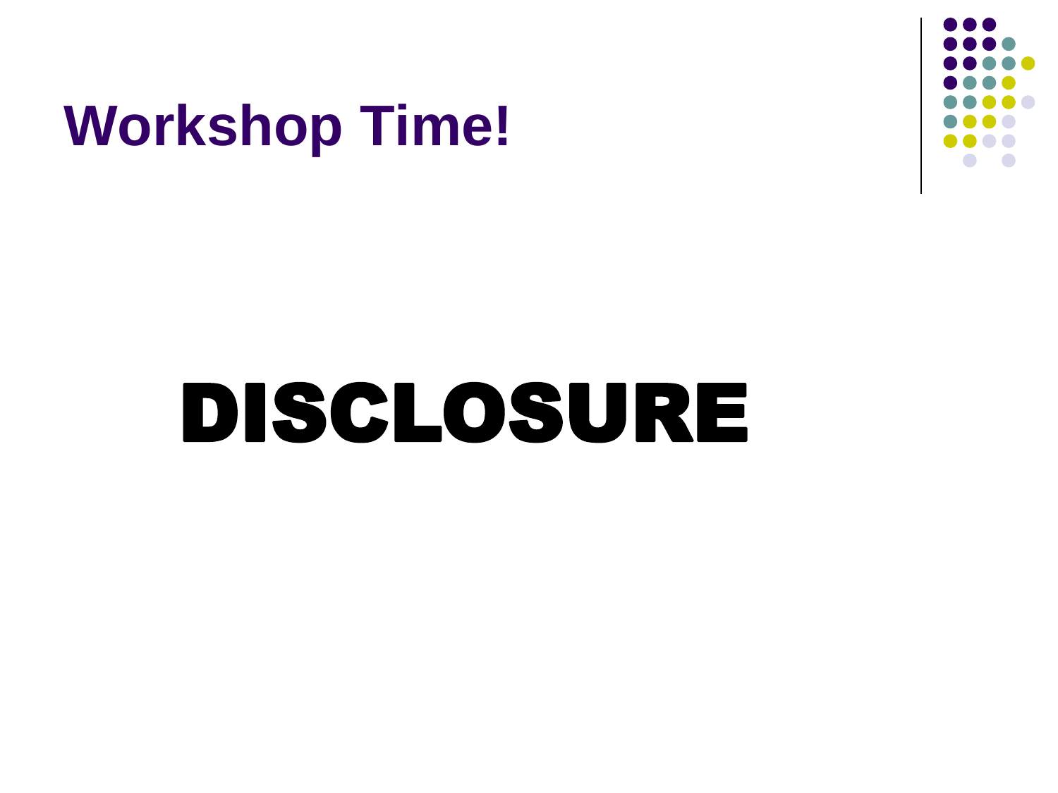# Workshop Time!

**DISCLOSURE**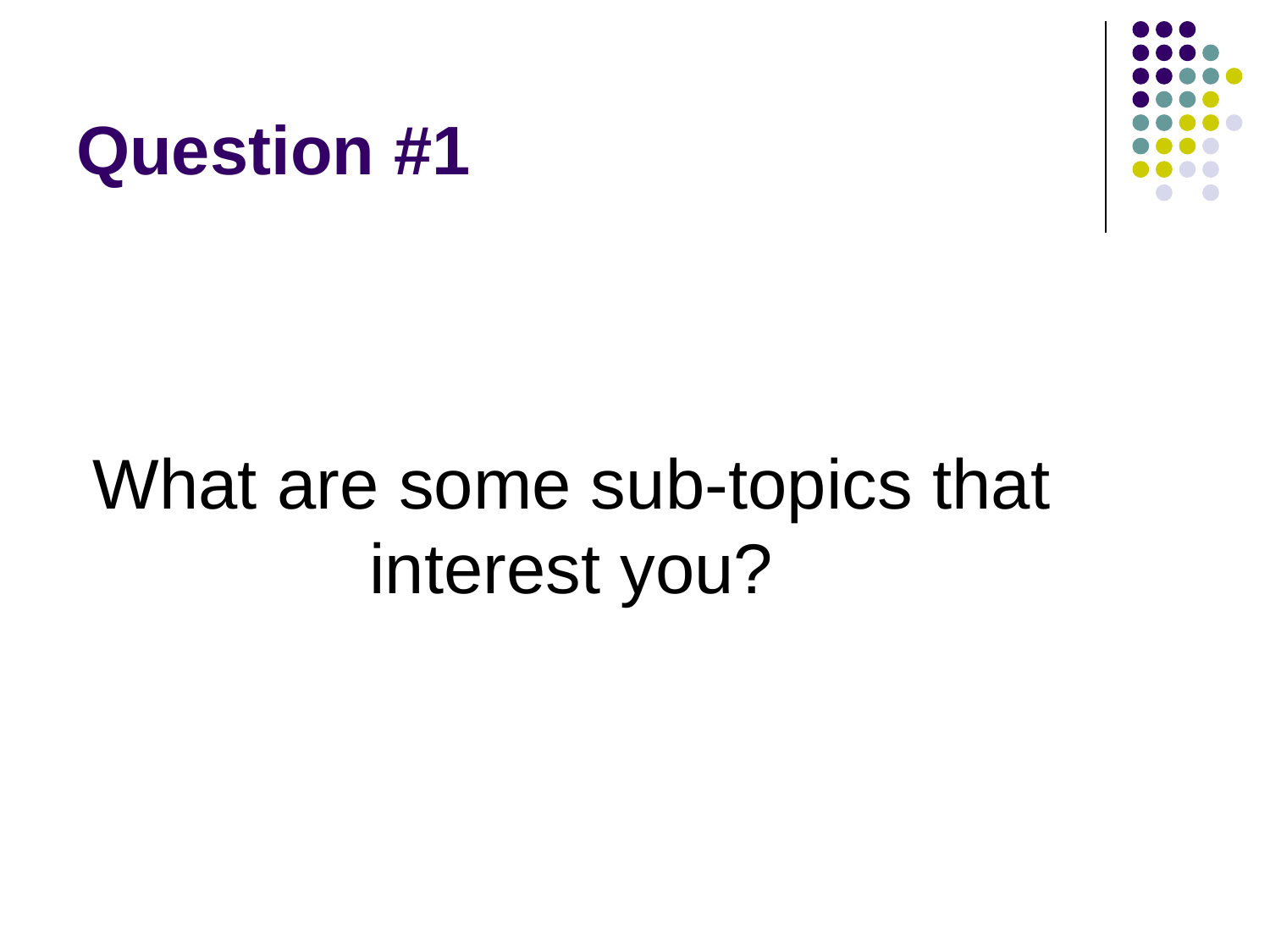# Question #1

What are some sub-topics that interest you?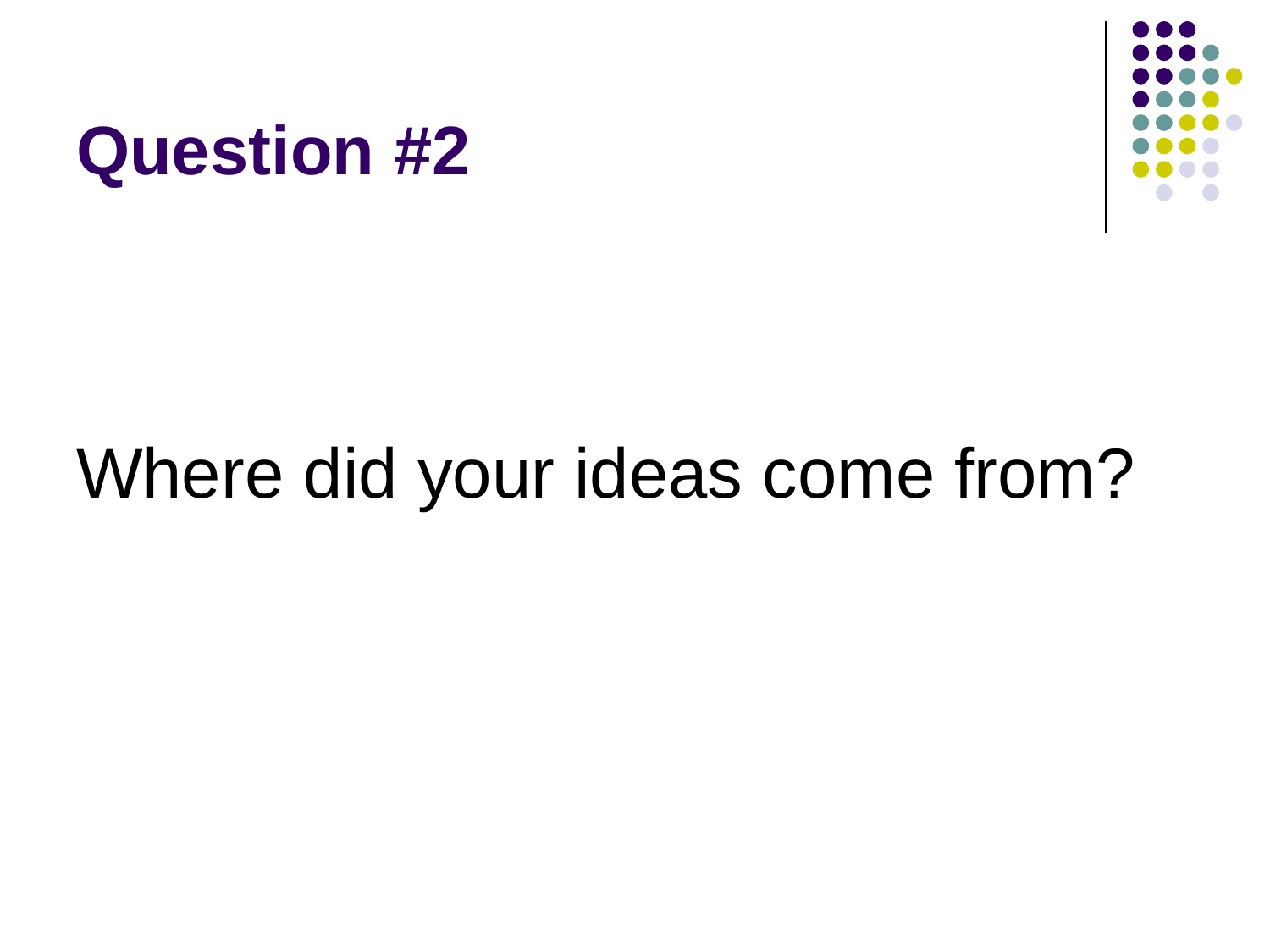# Question #2

Where did your ideas come from?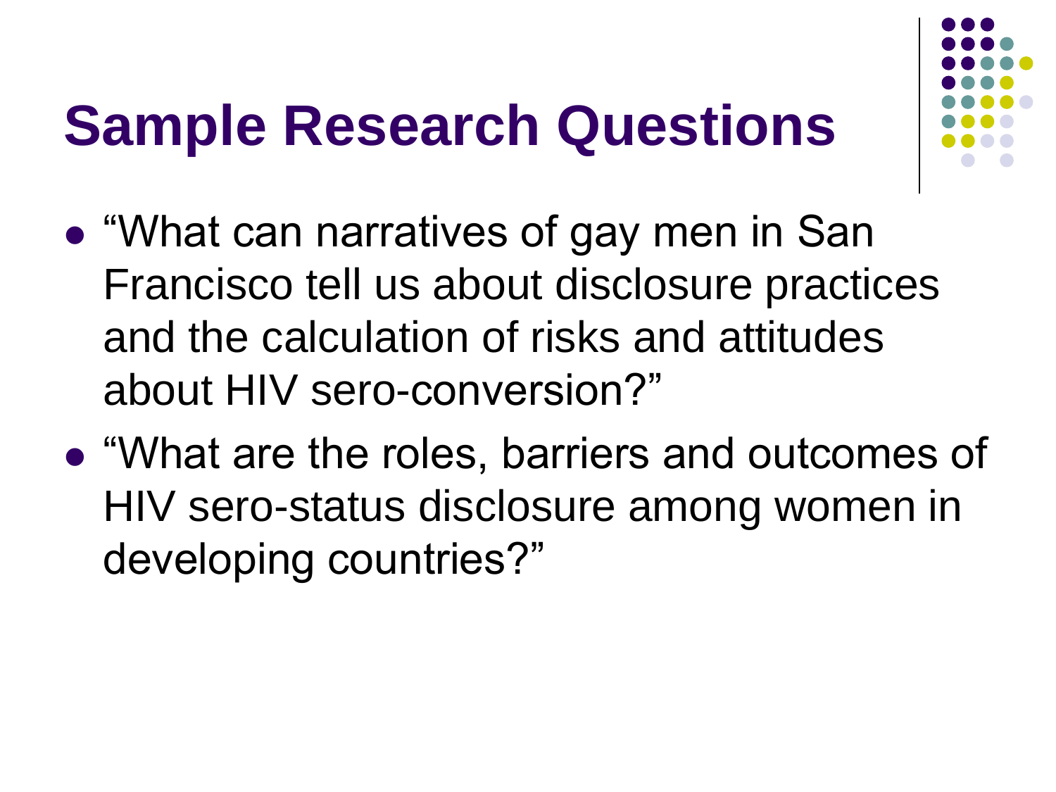# Sample Research Questions

- "What can narratives of gay men in San Francisco tell us about disclosure practices and the calculation of risks and attitudes about HIV sero-conversion?"
- "What are the roles, barriers and outcomes of HIV sero-status disclosure among women in developing countries?"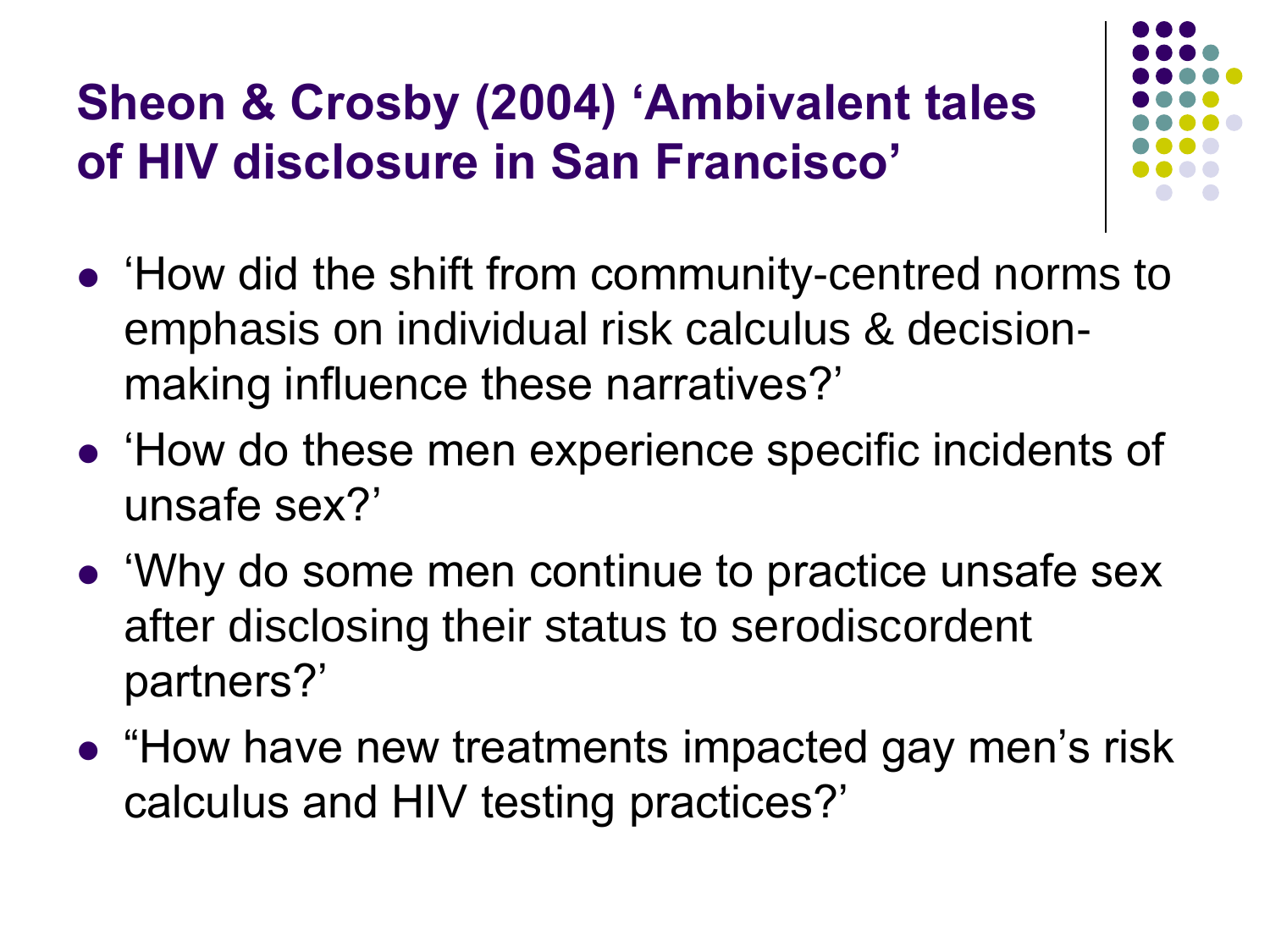# Sheon & Crosby (2004) 'Ambivalent tales of HIV disclosure in San Francisco'

- 'How did the shift from community-centred norms to emphasis on individual risk calculus & decision-making influence these narratives?'
- 'How do these men experience specific incidents of unsafe sex?'
- 'Why do some men continue to practice unsafe sex after disclosing their status to serodiscordent partners?'
- "How have new treatments impacted gay men's risk calculus and HIV testing practices?'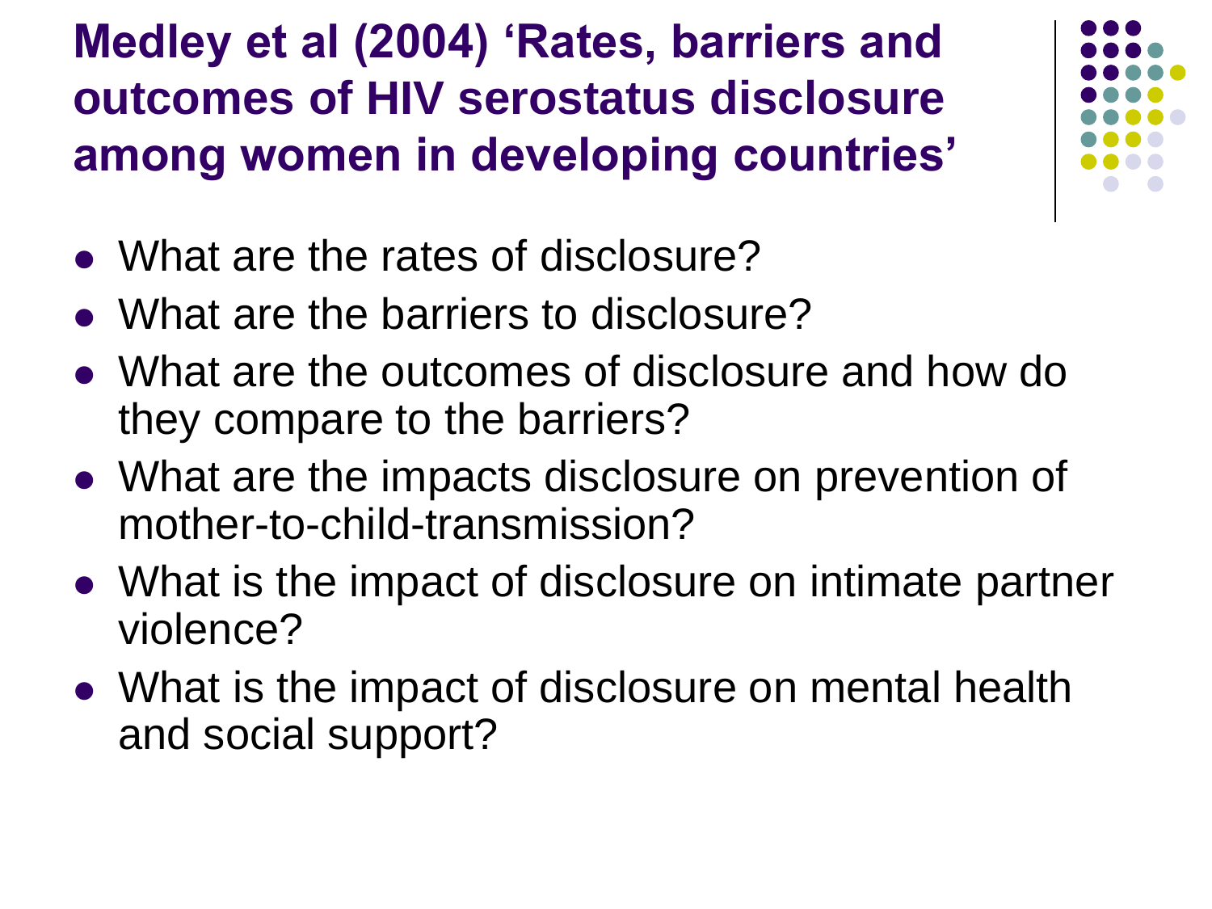# Medley et al (2004) 'Rates, barriers and outcomes of HIV serostatus disclosure among women in developing countries'

- What are the rates of disclosure?
- What are the barriers to disclosure?
- What are the outcomes of disclosure and how do they compare to the barriers?
- What are the impacts disclosure on prevention of mother-to-child-transmission?
- What is the impact of disclosure on intimate partner violence?
- What is the impact of disclosure on mental health and social support?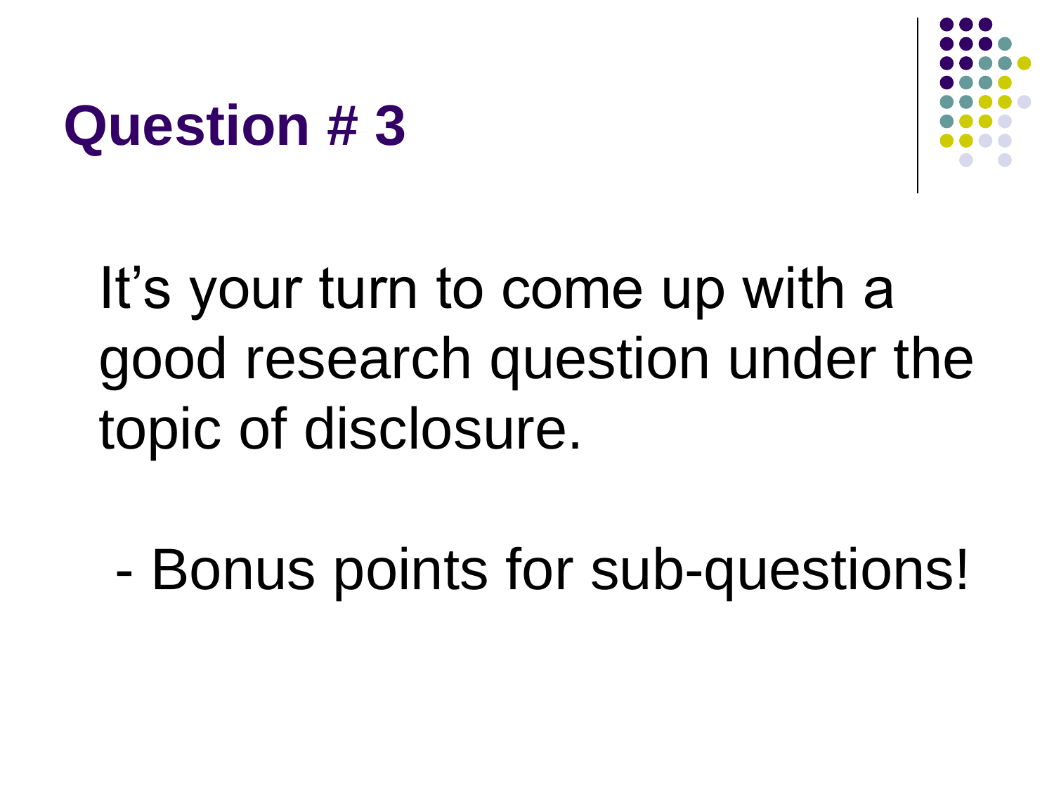# Question # 3

It's your turn to come up with a good research question under the topic of disclosure.

- Bonus points for sub-questions!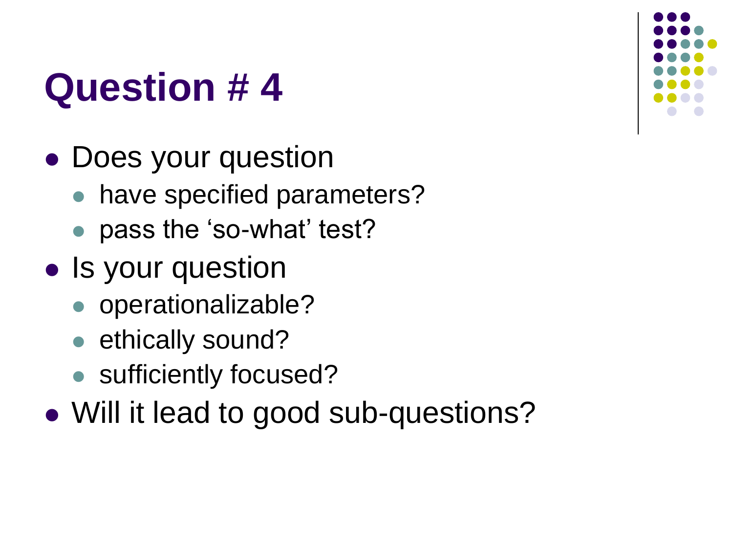# Question # 4

- Does your question
  - have specified parameters?
  - pass the ‘so-what’ test?
- Is your question
  - operationalizable?
  - ethically sound?
  - sufficiently focused?
- Will it lead to good sub-questions?